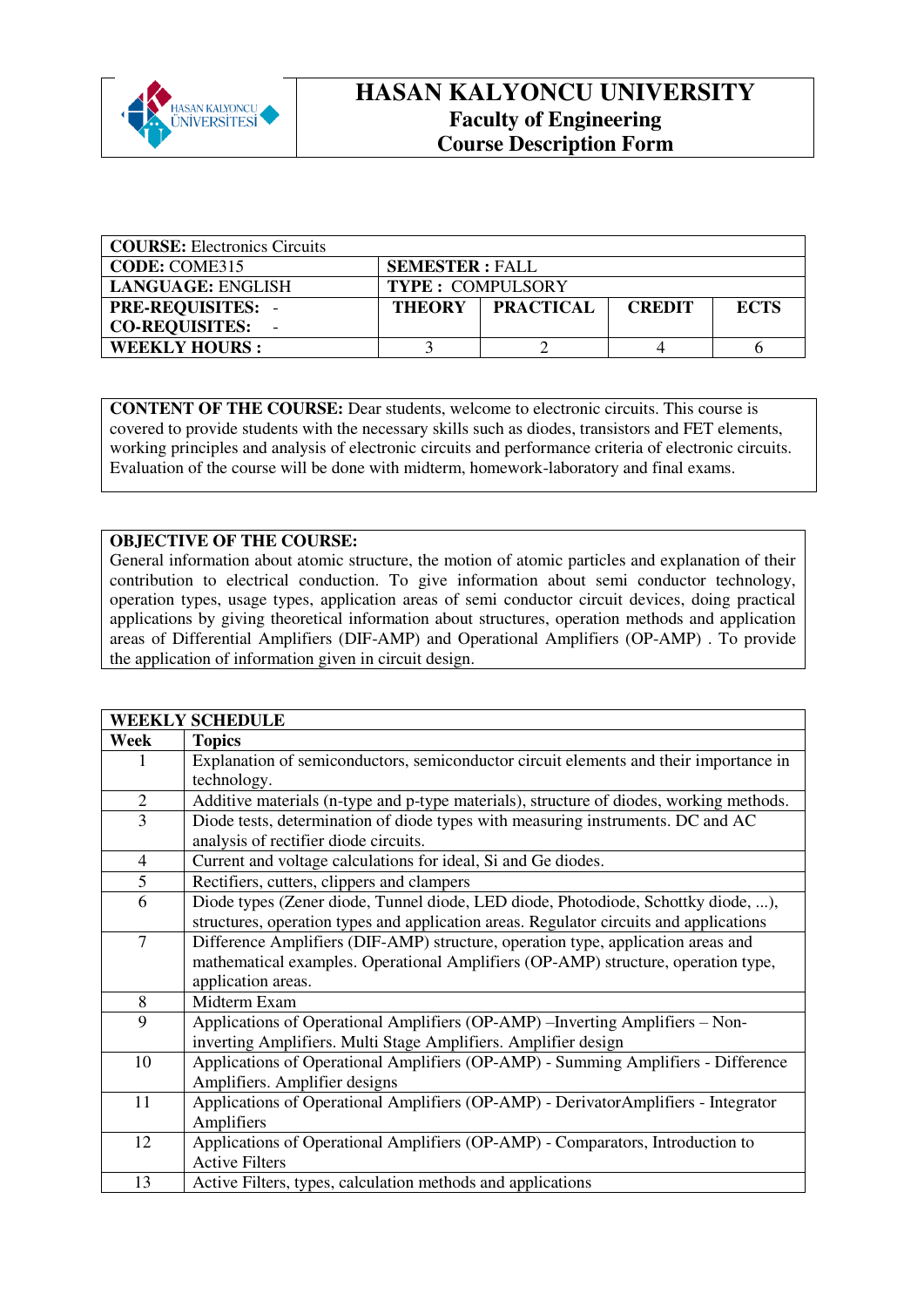# HASAN KALYONCU UNIVERSITY
## Faculty of Engineering
## Course Description Form

| **COURSE:** Electronics Circuits | | | | |
|---|---|---|---|---|
| **CODE:** COME315 | **SEMESTER :** FALL | | | |
| **LANGUAGE:** ENGLISH | **TYPE :** COMPULSORY | | | |
| **PRE-REQUISITES:** - **CO-REQUISITES:** - | **THEORY** | **PRACTICAL** | **CREDIT** | **ECTS** |
| **WEEKLY HOURS :** | 3 | 2 | 4 | 6 |

**CONTENT OF THE COURSE:** Dear students, welcome to electronic circuits. This course is covered to provide students with the necessary skills such as diodes, transistors and FET elements, working principles and analysis of electronic circuits and performance criteria of electronic circuits. Evaluation of the course will be done with midterm, homework-laboratory and final exams.

**OBJECTIVE OF THE COURSE:**
General information about atomic structure, the motion of atomic particles and explanation of their contribution to electrical conduction. To give information about semi conductor technology, operation types, usage types, application areas of semi conductor circuit devices, doing practical applications by giving theoretical information about structures, operation methods and application areas of Differential Amplifiers (DIF-AMP) and Operational Amplifiers (OP-AMP) . To provide the application of information given in circuit design.

| **WEEKLY SCHEDULE** | |
|---|---|
| **Week** | **Topics** |
| 1 | Explanation of semiconductors, semiconductor circuit elements and their importance in technology. |
| 2 | Additive materials (n-type and p-type materials), structure of diodes, working methods. |
| 3 | Diode tests, determination of diode types with measuring instruments. DC and AC analysis of rectifier diode circuits. |
| 4 | Current and voltage calculations for ideal, Si and Ge diodes. |
| 5 | Rectifiers, cutters, clippers and clampers |
| 6 | Diode types (Zener diode, Tunnel diode, LED diode, Photodiode, Schottky diode, ...), structures, operation types and application areas. Regulator circuits and applications |
| 7 | Difference Amplifiers (DIF-AMP) structure, operation type, application areas and mathematical examples. Operational Amplifiers (OP-AMP) structure, operation type, application areas. |
| 8 | Midterm Exam |
| 9 | Applications of Operational Amplifiers (OP-AMP) –Inverting Amplifiers – Non-inverting Amplifiers. Multi Stage Amplifiers. Amplifier design |
| 10 | Applications of Operational Amplifiers (OP-AMP) - Summing Amplifiers - Difference Amplifiers. Amplifier designs |
| 11 | Applications of Operational Amplifiers (OP-AMP) - DerivatorAmplifiers - Integrator Amplifiers |
| 12 | Applications of Operational Amplifiers (OP-AMP) - Comparators, Introduction to Active Filters |
| 13 | Active Filters, types, calculation methods and applications |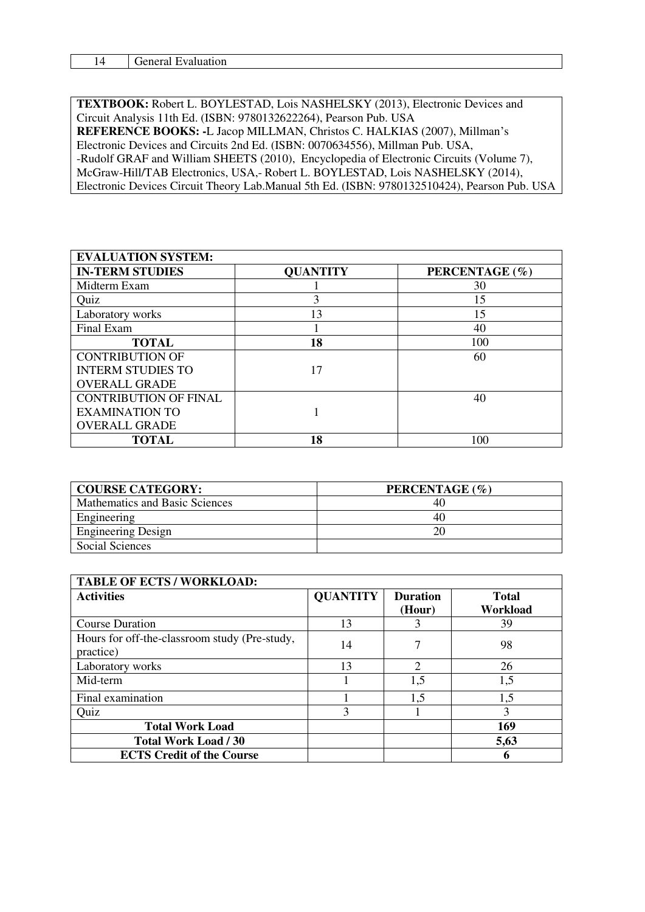| 14 | General Evaluation |
| --- | --- |

**TEXTBOOK:** Robert L. BOYLESTAD, Lois NASHELSKY (2013), Electronic Devices and Circuit Analysis 11th Ed. (ISBN: 9780132622264), Pearson Pub. USA
**REFERENCE BOOKS:** -L Jacop MILLMAN, Christos C. HALKIAS (2007), Millman's Electronic Devices and Circuits 2nd Ed. (ISBN: 0070634556), Millman Pub. USA,
-Rudolf GRAF and William SHEETS (2010), Encyclopedia of Electronic Circuits (Volume 7), McGraw-Hill/TAB Electronics, USA,- Robert L. BOYLESTAD, Lois NASHELSKY (2014), Electronic Devices Circuit Theory Lab.Manual 5th Ed. (ISBN: 9780132510424), Pearson Pub. USA

| **EVALUATION SYSTEM:** | | |
| --- | --- | --- |
| **IN-TERM STUDIES** | **QUANTITY** | **PERCENTAGE (%)** |
| Midterm Exam | 1 | 30 |
| Quiz | 3 | 15 |
| Laboratory works | 13 | 15 |
| Final Exam | 1 | 40 |
| **TOTAL** | **18** | 100 |
| CONTRIBUTION OF INTERM STUDIES TO OVERALL GRADE | 17 | 60 |
| CONTRIBUTION OF FINAL EXAMINATION TO OVERALL GRADE | 1 | 40 |
| **TOTAL** | **18** | 100 |

| **COURSE CATEGORY:** | **PERCENTAGE (%)** |
| --- | --- |
| Mathematics and Basic Sciences | 40 |
| Engineering | 40 |
| Engineering Design | 20 |
| Social Sciences | |

| **TABLE OF ECTS / WORKLOAD:** | | | |
| --- | --- | --- | --- |
| **Activities** | **QUANTITY** | **Duration (Hour)** | **Total Workload** |
| Course Duration | 13 | 3 | 39 |
| Hours for off-the-classroom study (Pre-study, practice) | 14 | 7 | 98 |
| Laboratory works | 13 | 2 | 26 |
| Mid-term | 1 | 1,5 | 1,5 |
| Final examination | 1 | 1,5 | 1,5 |
| Quiz | 3 | 1 | 3 |
| **Total Work Load** | | | **169** |
| **Total Work Load / 30** | | | **5,63** |
| **ECTS Credit of the Course** | | | **6** |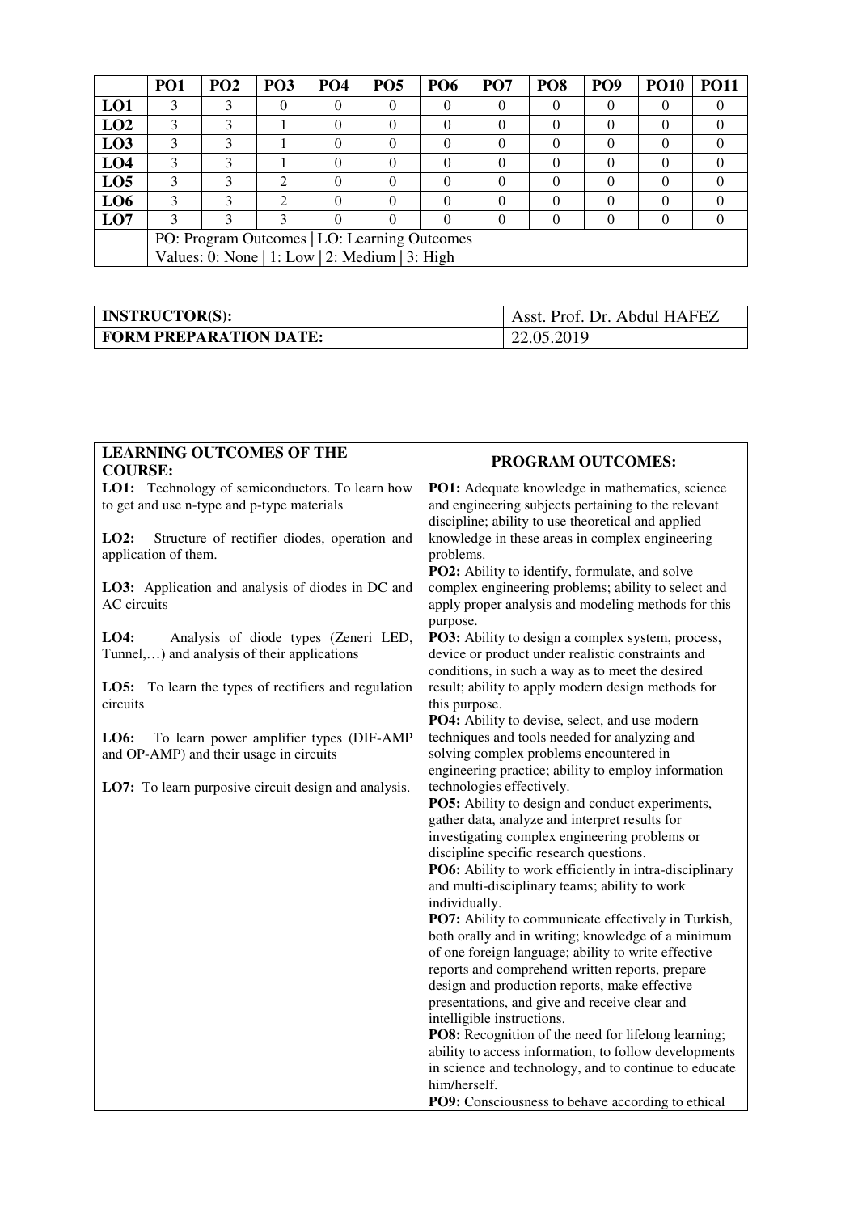| | PO1 | PO2 | PO3 | PO4 | PO5 | PO6 | PO7 | PO8 | PO9 | PO10 | PO11 |
|---|---|---|---|---|---|---|---|---|---|---|---|
| **LO1** | 3 | 3 | 0 | 0 | 0 | 0 | 0 | 0 | 0 | 0 | 0 |
| **LO2** | 3 | 3 | 1 | 0 | 0 | 0 | 0 | 0 | 0 | 0 | 0 |
| **LO3** | 3 | 3 | 1 | 0 | 0 | 0 | 0 | 0 | 0 | 0 | 0 |
| **LO4** | 3 | 3 | 1 | 0 | 0 | 0 | 0 | 0 | 0 | 0 | 0 |
| **LO5** | 3 | 3 | 2 | 0 | 0 | 0 | 0 | 0 | 0 | 0 | 0 |
| **LO6** | 3 | 3 | 2 | 0 | 0 | 0 | 0 | 0 | 0 | 0 | 0 |
| **LO7** | 3 | 3 | 3 | 0 | 0 | 0 | 0 | 0 | 0 | 0 | 0 |
| | PO: Program Outcomes \| LO: Learning Outcomes<br>Values: 0: None \| 1: Low \| 2: Medium \| 3: High | | | | | | | | | | |

| **INSTRUCTOR(S):** | Asst. Prof. Dr. Abdul HAFEZ |
|---|---|
| **FORM PREPARATION DATE:** | 22.05.2019 |

| **LEARNING OUTCOMES OF THE COURSE:** | **PROGRAM OUTCOMES:** |
|---|---|
| **LO1:** Technology of semiconductors. To learn how to get and use n-type and p-type materials<br><br>**LO2:** Structure of rectifier diodes, operation and application of them.<br><br>**LO3:** Application and analysis of diodes in DC and AC circuits<br><br>**LO4:** Analysis of diode types (Zeneri LED, Tunnel,…) and analysis of their applications<br><br>**LO5:** To learn the types of rectifiers and regulation circuits<br><br>**LO6:** To learn power amplifier types (DIF-AMP and OP-AMP) and their usage in circuits<br><br>**LO7:** To learn purposive circuit design and analysis. | **PO1:** Adequate knowledge in mathematics, science and engineering subjects pertaining to the relevant discipline; ability to use theoretical and applied knowledge in these areas in complex engineering problems.<br>**PO2:** Ability to identify, formulate, and solve complex engineering problems; ability to select and apply proper analysis and modeling methods for this purpose.<br>**PO3:** Ability to design a complex system, process, device or product under realistic constraints and conditions, in such a way as to meet the desired result; ability to apply modern design methods for this purpose.<br>**PO4:** Ability to devise, select, and use modern techniques and tools needed for analyzing and solving complex problems encountered in engineering practice; ability to employ information technologies effectively.<br>**PO5:** Ability to design and conduct experiments, gather data, analyze and interpret results for investigating complex engineering problems or discipline specific research questions.<br>**PO6:** Ability to work efficiently in intra-disciplinary and multi-disciplinary teams; ability to work individually.<br>**PO7:** Ability to communicate effectively in Turkish, both orally and in writing; knowledge of a minimum of one foreign language; ability to write effective reports and comprehend written reports, prepare design and production reports, make effective presentations, and give and receive clear and intelligible instructions.<br>**PO8:** Recognition of the need for lifelong learning; ability to access information, to follow developments in science and technology, and to continue to educate him/herself.<br>**PO9:** Consciousness to behave according to ethical |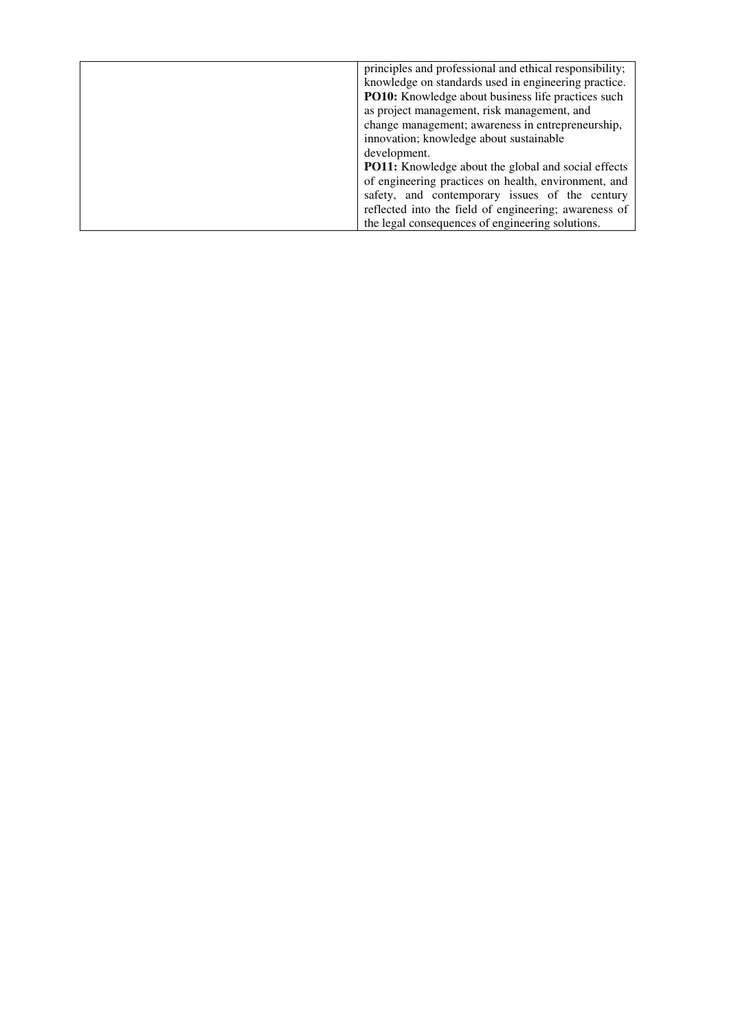| | |
|---|---|
| | principles and professional and ethical responsibility; knowledge on standards used in engineering practice.<br>**PO10:** Knowledge about business life practices such as project management, risk management, and change management; awareness in entrepreneurship, innovation; knowledge about sustainable development.<br>**PO11:** Knowledge about the global and social effects of engineering practices on health, environment, and safety, and contemporary issues of the century reflected into the field of engineering; awareness of the legal consequences of engineering solutions. |